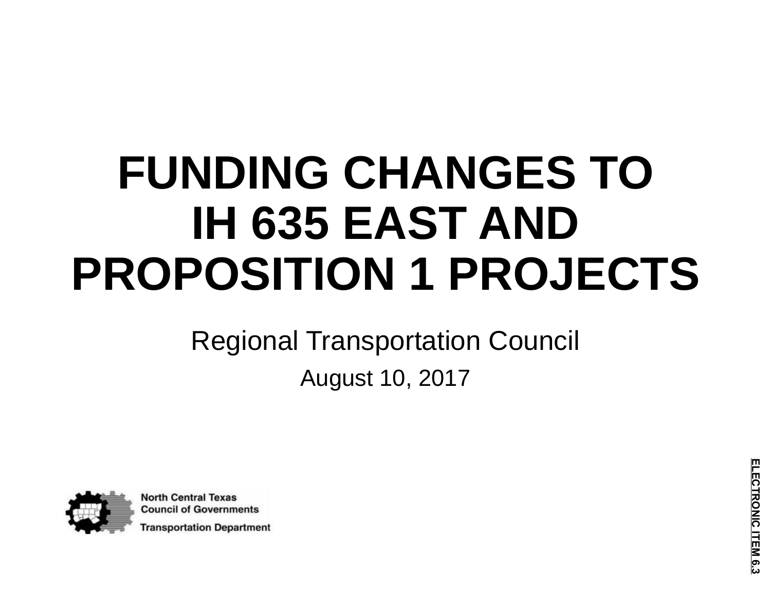# FUNDING CHANGES TO IH 635 EAST AND PROPOSITION 1 PROJECTS

Regional Transportation Council

August 10, 2017

North Central Texas Council of Governments

Transportation Department

ELECTRONIC ITEM 6.3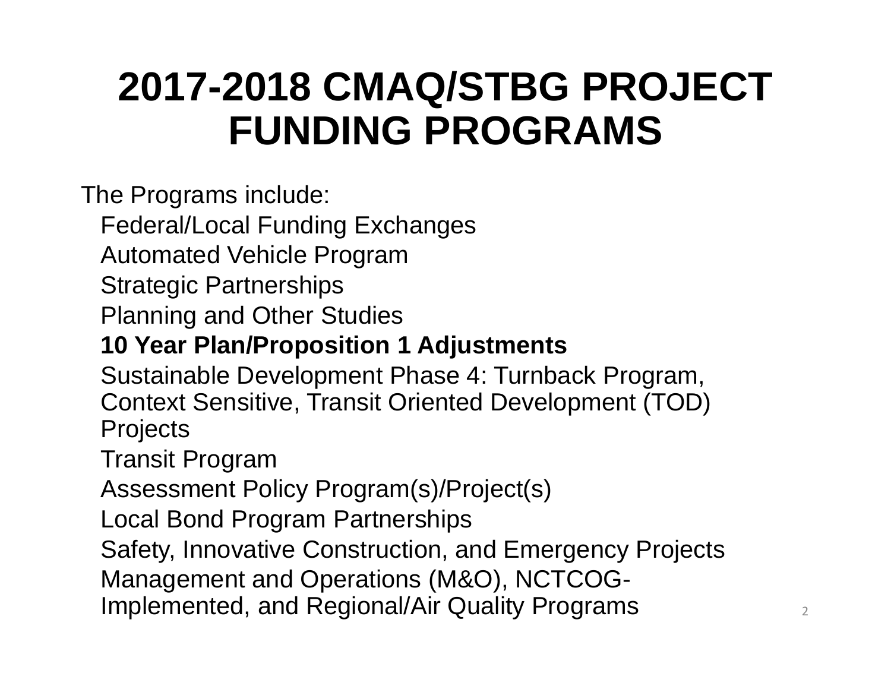# 2017-2018 CMAQ/STBG PROJECT FUNDING PROGRAMS

The Programs include:

- Federal/Local Funding Exchanges
- Automated Vehicle Program
- Strategic Partnerships
- Planning and Other Studies
- **10 Year Plan/Proposition 1 Adjustments**
- Sustainable Development Phase 4: Turnback Program, Context Sensitive, Transit Oriented Development (TOD) Projects
- Transit Program
- Assessment Policy Program(s)/Project(s)
- Local Bond Program Partnerships
- Safety, Innovative Construction, and Emergency Projects
- Management and Operations (M&O), NCTCOG-Implemented, and Regional/Air Quality Programs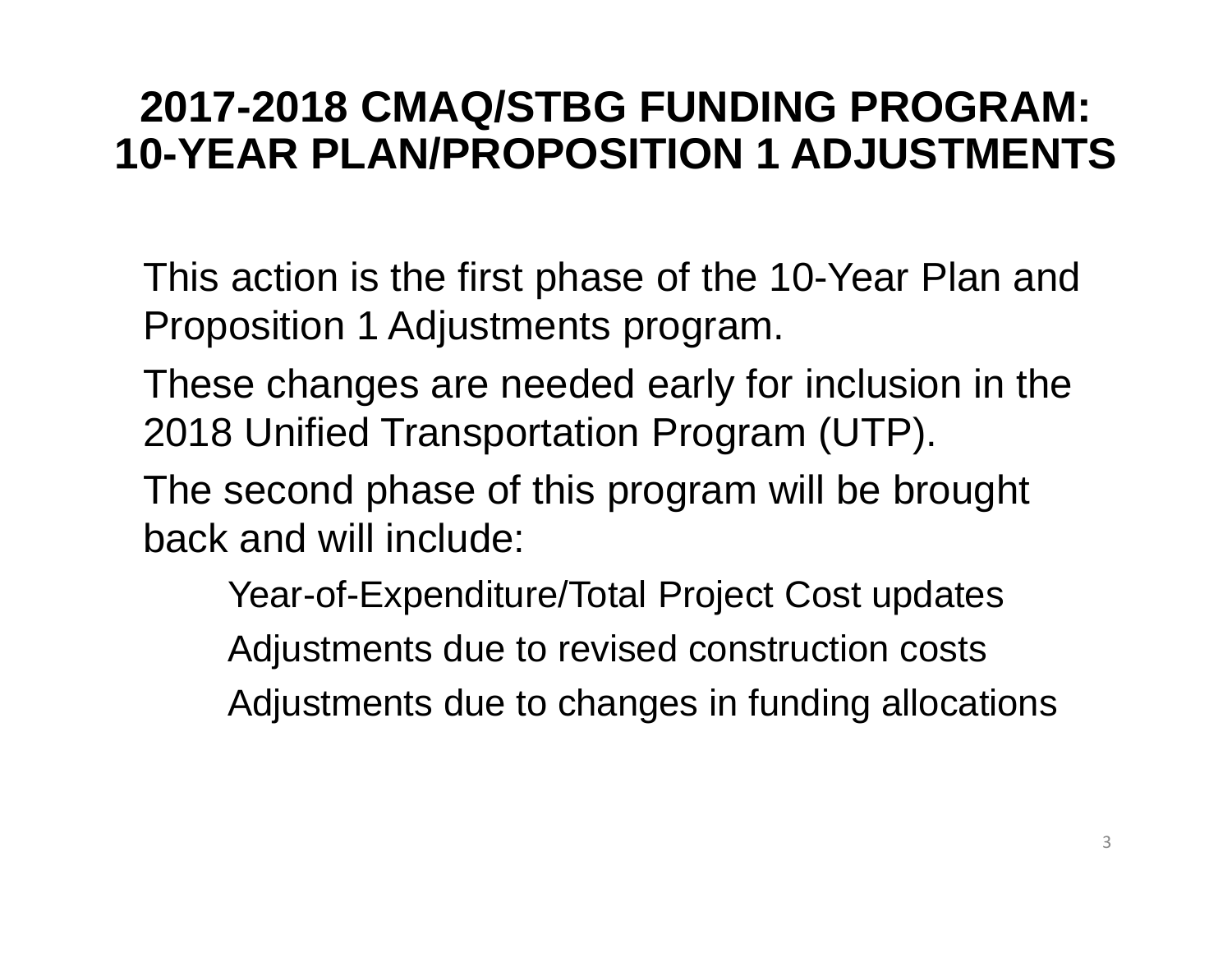# 2017-2018 CMAQ/STBG FUNDING PROGRAM: 10-YEAR PLAN/PROPOSITION 1 ADJUSTMENTS

This action is the first phase of the 10-Year Plan and Proposition 1 Adjustments program.

These changes are needed early for inclusion in the 2018 Unified Transportation Program (UTP).

The second phase of this program will be brought back and will include:

- Year-of-Expenditure/Total Project Cost updates
- Adjustments due to revised construction costs
- Adjustments due to changes in funding allocations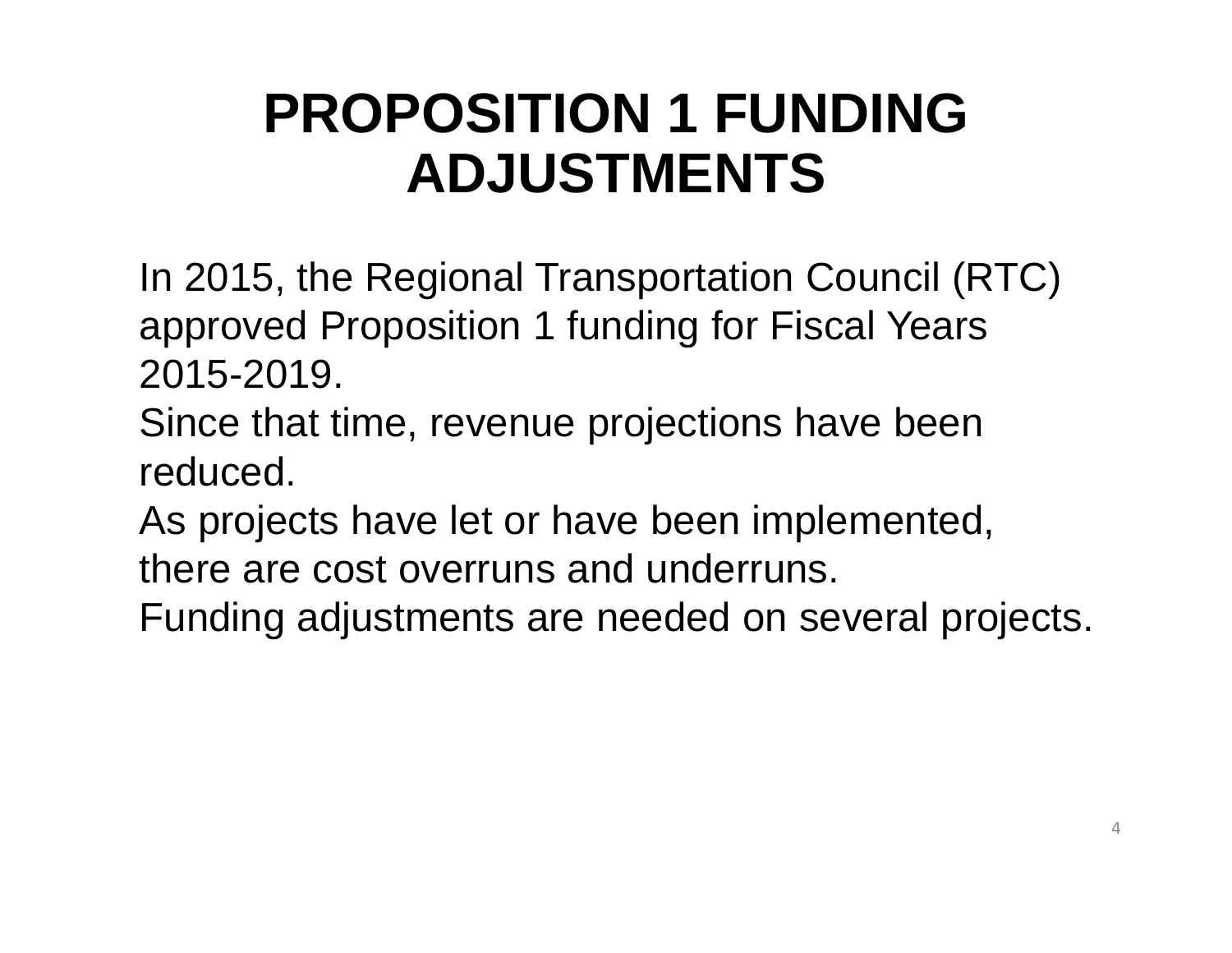# PROPOSITION 1 FUNDING ADJUSTMENTS

In 2015, the Regional Transportation Council (RTC) approved Proposition 1 funding for Fiscal Years 2015-2019.

Since that time, revenue projections have been reduced.

As projects have let or have been implemented, there are cost overruns and underruns.

Funding adjustments are needed on several projects.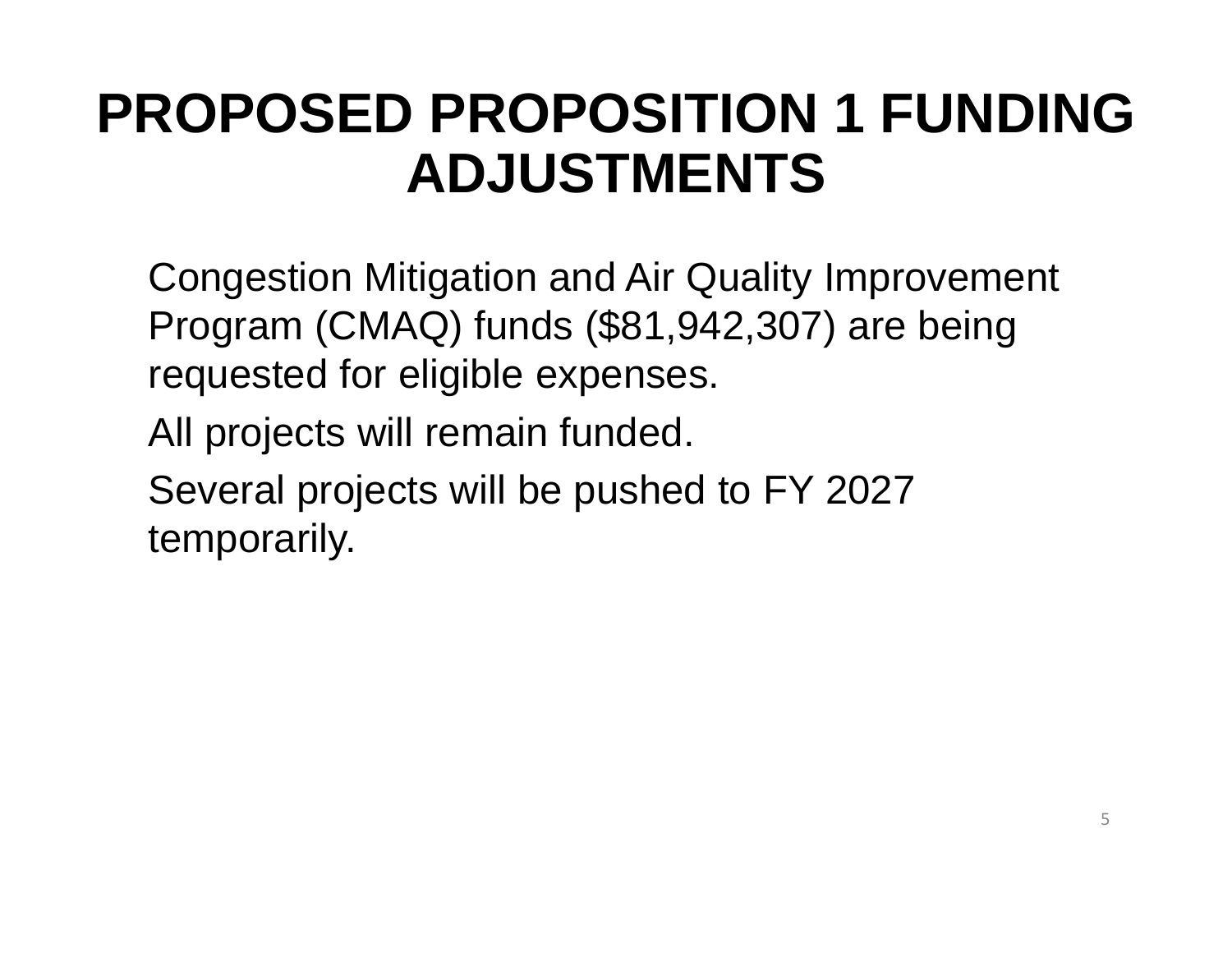# PROPOSED PROPOSITION 1 FUNDING ADJUSTMENTS

Congestion Mitigation and Air Quality Improvement Program (CMAQ) funds ($81,942,307) are being requested for eligible expenses.

All projects will remain funded.

Several projects will be pushed to FY 2027 temporarily.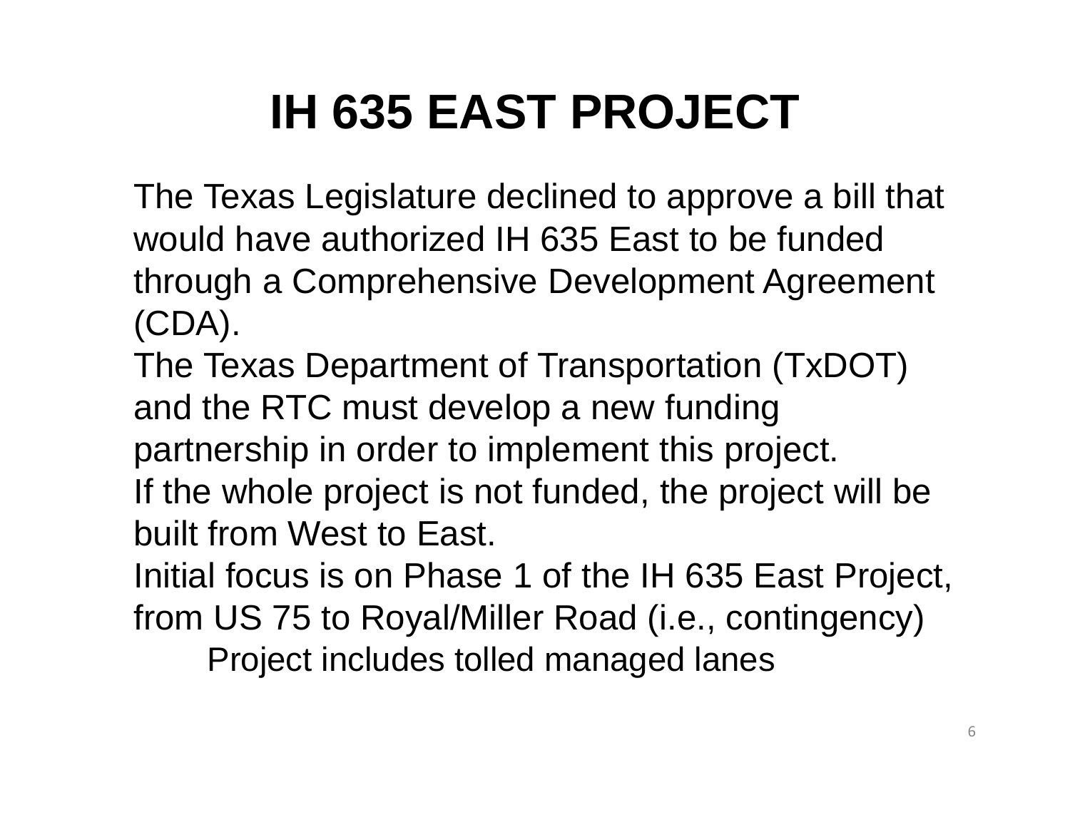# IH 635 EAST PROJECT

The Texas Legislature declined to approve a bill that would have authorized IH 635 East to be funded through a Comprehensive Development Agreement (CDA).

The Texas Department of Transportation (TxDOT) and the RTC must develop a new funding partnership in order to implement this project.

If the whole project is not funded, the project will be built from West to East.

Initial focus is on Phase 1 of the IH 635 East Project, from US 75 to Royal/Miller Road (i.e., contingency)

- Project includes tolled managed lanes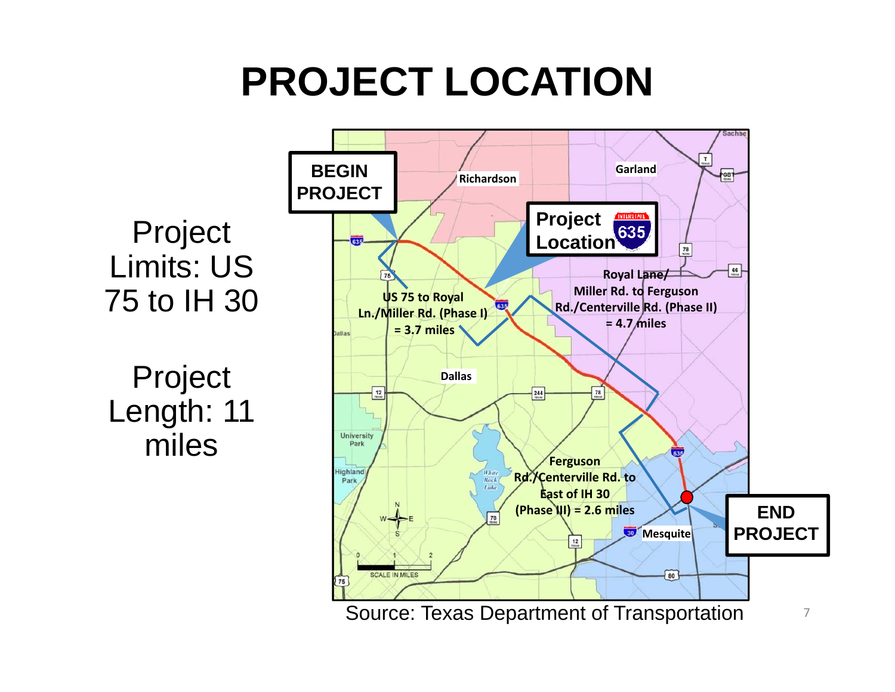# PROJECT LOCATION

Project Limits: US 75 to IH 30

Project Length: 11 miles

**BEGIN PROJECT**

**Project Location** 635

**US 75 to Royal Ln./Miller Rd. (Phase I) = 3.7 miles**

**Royal Lane/ Miller Rd. to Ferguson Rd./Centerville Rd. (Phase II) = 4.7 miles**

**Ferguson Rd./Centerville Rd. to East of IH 30 (Phase III) = 2.6 miles**

**END PROJECT**

Richardson, Garland, Dallas, University Park, Highland Park, White Rock Lake, Mesquite, Sachse

SCALE IN MILES

Source: Texas Department of Transportation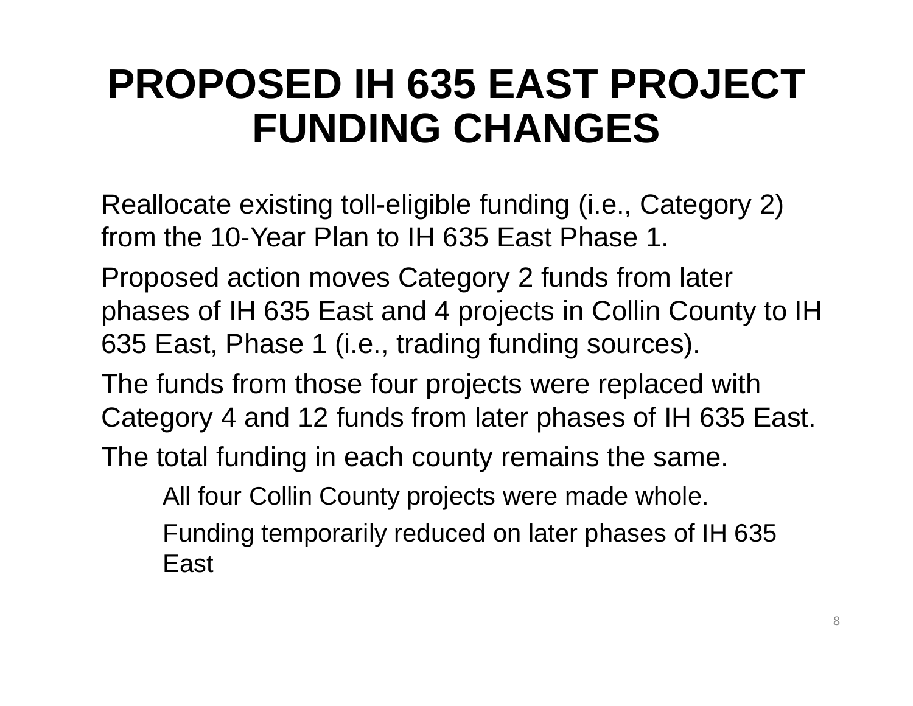# PROPOSED IH 635 EAST PROJECT FUNDING CHANGES

Reallocate existing toll-eligible funding (i.e., Category 2) from the 10-Year Plan to IH 635 East Phase 1.

Proposed action moves Category 2 funds from later phases of IH 635 East and 4 projects in Collin County to IH 635 East, Phase 1 (i.e., trading funding sources).

The funds from those four projects were replaced with Category 4 and 12 funds from later phases of IH 635 East.

The total funding in each county remains the same.

- All four Collin County projects were made whole.
- Funding temporarily reduced on later phases of IH 635 East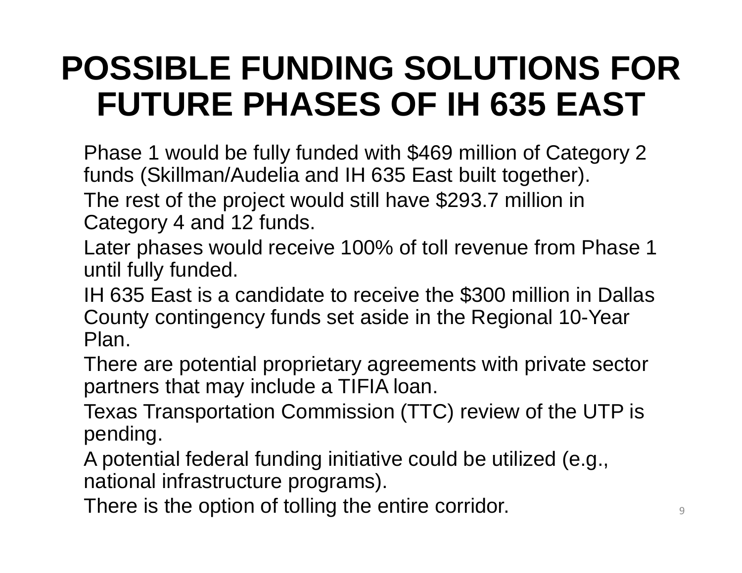# POSSIBLE FUNDING SOLUTIONS FOR FUTURE PHASES OF IH 635 EAST

Phase 1 would be fully funded with $469 million of Category 2 funds (Skillman/Audelia and IH 635 East built together).

The rest of the project would still have $293.7 million in Category 4 and 12 funds.

Later phases would receive 100% of toll revenue from Phase 1 until fully funded.

IH 635 East is a candidate to receive the $300 million in Dallas County contingency funds set aside in the Regional 10-Year Plan.

There are potential proprietary agreements with private sector partners that may include a TIFIA loan.

Texas Transportation Commission (TTC) review of the UTP is pending.

A potential federal funding initiative could be utilized (e.g., national infrastructure programs).

There is the option of tolling the entire corridor.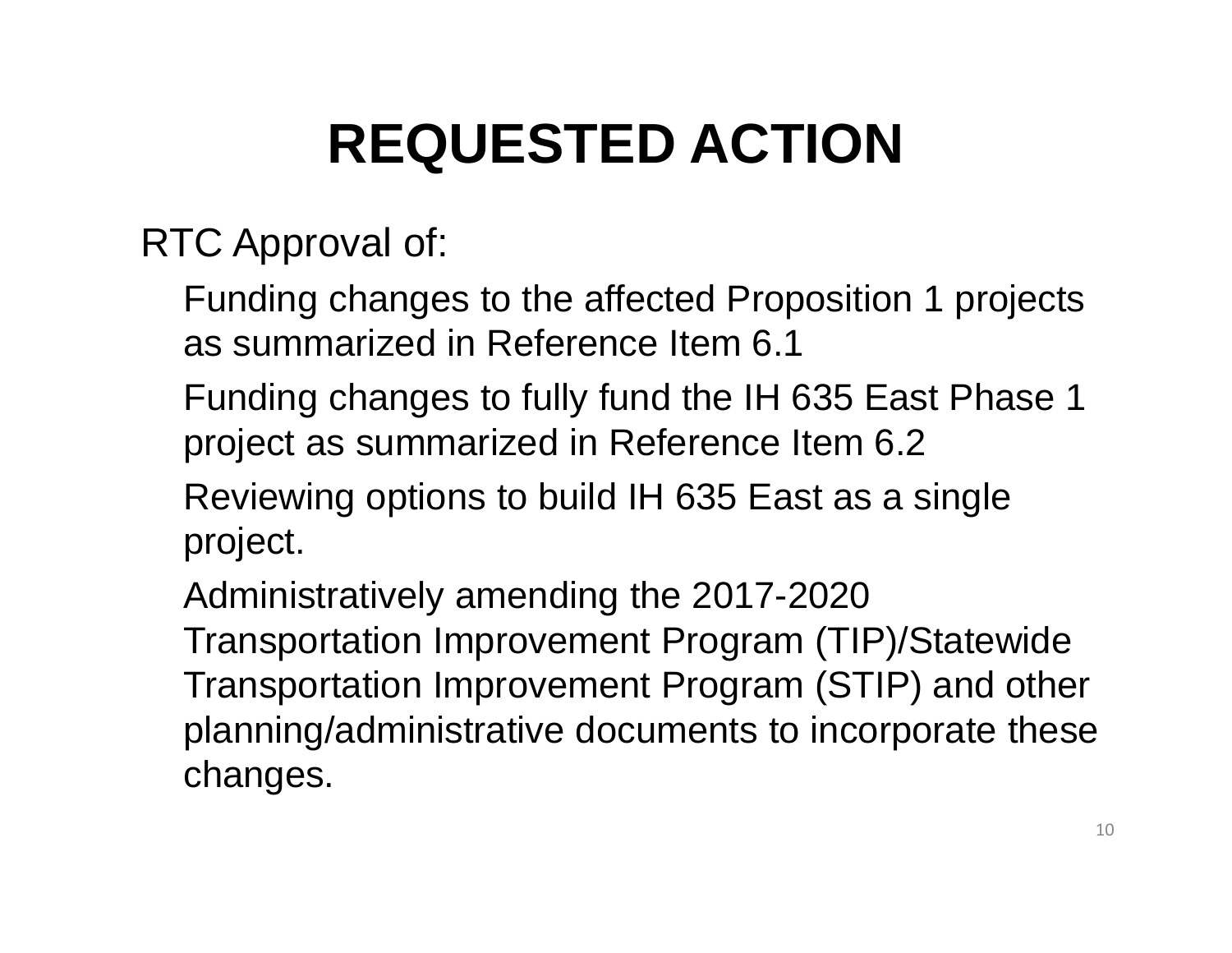# REQUESTED ACTION

RTC Approval of:

- Funding changes to the affected Proposition 1 projects as summarized in Reference Item 6.1
- Funding changes to fully fund the IH 635 East Phase 1 project as summarized in Reference Item 6.2
- Reviewing options to build IH 635 East as a single project.
- Administratively amending the 2017-2020 Transportation Improvement Program (TIP)/Statewide Transportation Improvement Program (STIP) and other planning/administrative documents to incorporate these changes.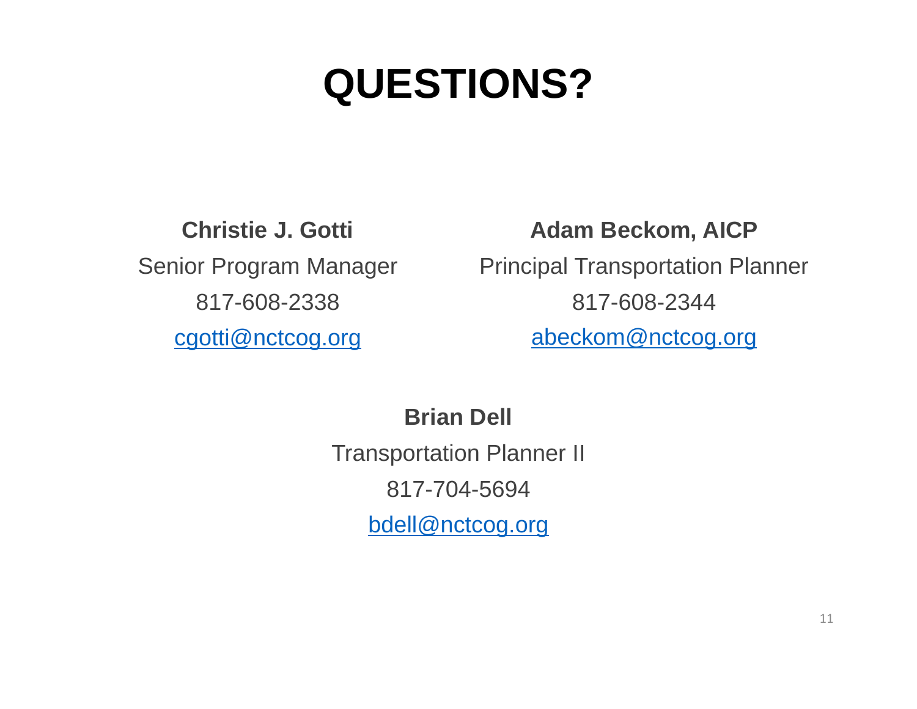# QUESTIONS?

**Christie J. Gotti**
Senior Program Manager
817-608-2338
cgotti@nctcog.org

**Adam Beckom, AICP**
Principal Transportation Planner
817-608-2344
abeckom@nctcog.org

**Brian Dell**
Transportation Planner II
817-704-5694
bdell@nctcog.org